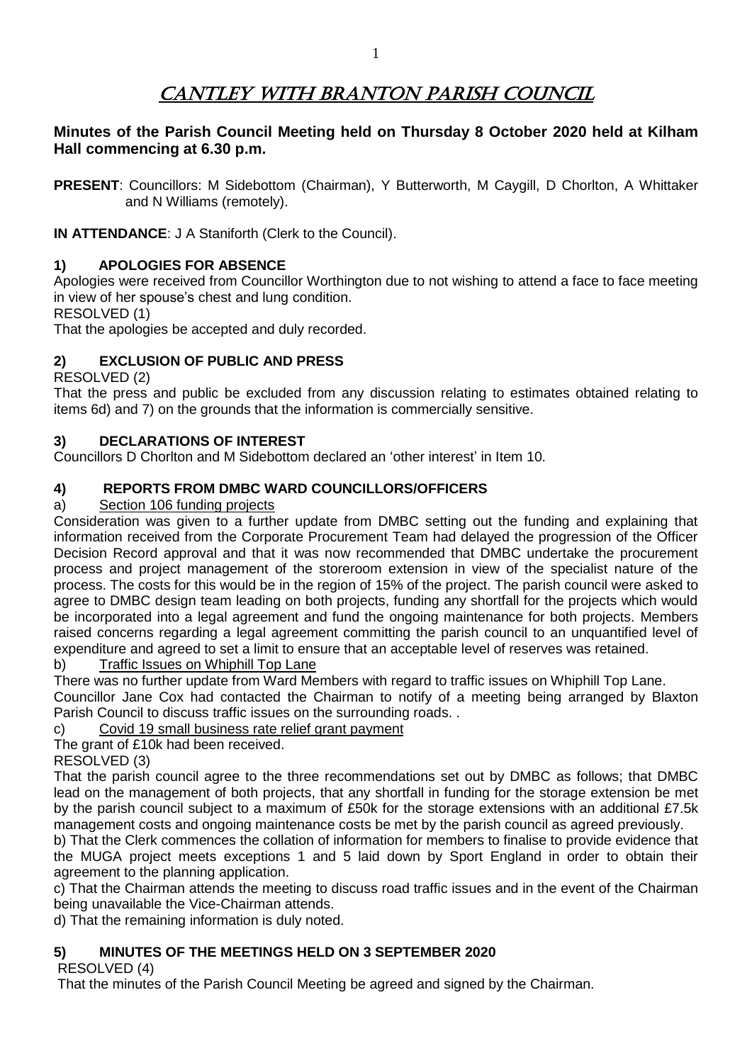# CANTLEY WITH BRANTON PARISH COUNCIL

**Minutes of the Parish Council Meeting held on Thursday 8 October 2020 held at Kilham Hall commencing at 6.30 p.m.**

**PRESENT**: Councillors: M Sidebottom (Chairman), Y Butterworth, M Caygill, D Chorlton, A Whittaker and N Williams (remotely).

**IN ATTENDANCE**: J A Staniforth (Clerk to the Council).

## 1) APOLOGIES FOR ABSENCE

Apologies were received from Councillor Worthington due to not wishing to attend a face to face meeting in view of her spouse's chest and lung condition.

RESOLVED (1)

That the apologies be accepted and duly recorded.

## 2) EXCLUSION OF PUBLIC AND PRESS

RESOLVED (2)

That the press and public be excluded from any discussion relating to estimates obtained relating to items 6d) and 7) on the grounds that the information is commercially sensitive.

## 3) DECLARATIONS OF INTEREST

Councillors D Chorlton and M Sidebottom declared an 'other interest' in Item 10.

## 4) REPORTS FROM DMBC WARD COUNCILLORS/OFFICERS

a) Section 106 funding projects

Consideration was given to a further update from DMBC setting out the funding and explaining that information received from the Corporate Procurement Team had delayed the progression of the Officer Decision Record approval and that it was now recommended that DMBC undertake the procurement process and project management of the storeroom extension in view of the specialist nature of the process. The costs for this would be in the region of 15% of the project. The parish council were asked to agree to DMBC design team leading on both projects, funding any shortfall for the projects which would be incorporated into a legal agreement and fund the ongoing maintenance for both projects. Members raised concerns regarding a legal agreement committing the parish council to an unquantified level of expenditure and agreed to set a limit to ensure that an acceptable level of reserves was retained.

b) Traffic Issues on Whiphill Top Lane

There was no further update from Ward Members with regard to traffic issues on Whiphill Top Lane.

Councillor Jane Cox had contacted the Chairman to notify of a meeting being arranged by Blaxton Parish Council to discuss traffic issues on the surrounding roads. .

c) Covid 19 small business rate relief grant payment

The grant of £10k had been received.

RESOLVED (3)

That the parish council agree to the three recommendations set out by DMBC as follows; that DMBC lead on the management of both projects, that any shortfall in funding for the storage extension be met by the parish council subject to a maximum of £50k for the storage extensions with an additional £7.5k management costs and ongoing maintenance costs be met by the parish council as agreed previously.

b) That the Clerk commences the collation of information for members to finalise to provide evidence that the MUGA project meets exceptions 1 and 5 laid down by Sport England in order to obtain their agreement to the planning application.

c) That the Chairman attends the meeting to discuss road traffic issues and in the event of the Chairman being unavailable the Vice-Chairman attends.

d) That the remaining information is duly noted.

## 5) MINUTES OF THE MEETINGS HELD ON 3 SEPTEMBER 2020

RESOLVED (4)

That the minutes of the Parish Council Meeting be agreed and signed by the Chairman.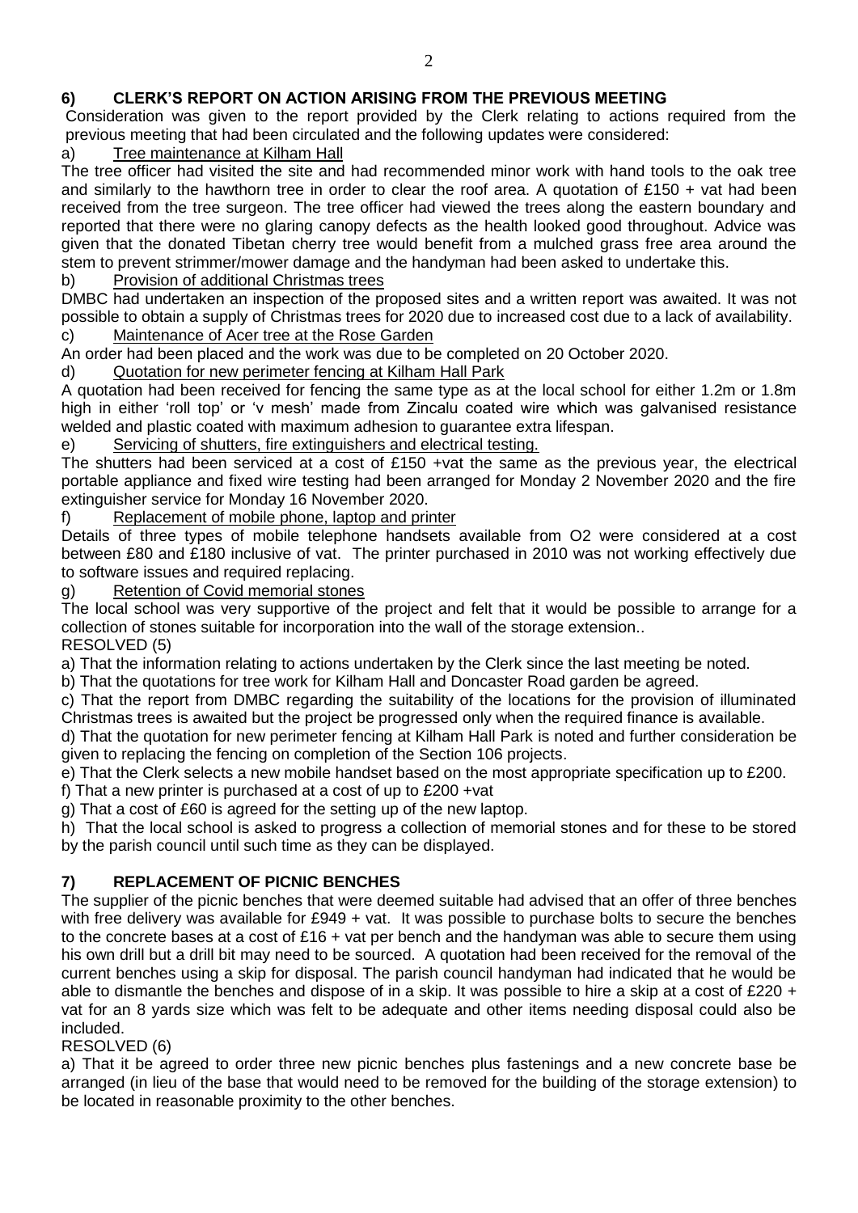## 6) CLERK'S REPORT ON ACTION ARISING FROM THE PREVIOUS MEETING

Consideration was given to the report provided by the Clerk relating to actions required from the previous meeting that had been circulated and the following updates were considered:

a) Tree maintenance at Kilham Hall

The tree officer had visited the site and had recommended minor work with hand tools to the oak tree and similarly to the hawthorn tree in order to clear the roof area. A quotation of £150 + vat had been received from the tree surgeon. The tree officer had viewed the trees along the eastern boundary and reported that there were no glaring canopy defects as the health looked good throughout. Advice was given that the donated Tibetan cherry tree would benefit from a mulched grass free area around the stem to prevent strimmer/mower damage and the handyman had been asked to undertake this.

b) Provision of additional Christmas trees

DMBC had undertaken an inspection of the proposed sites and a written report was awaited. It was not possible to obtain a supply of Christmas trees for 2020 due to increased cost due to a lack of availability.

c) Maintenance of Acer tree at the Rose Garden

An order had been placed and the work was due to be completed on 20 October 2020.

d) Quotation for new perimeter fencing at Kilham Hall Park

A quotation had been received for fencing the same type as at the local school for either 1.2m or 1.8m high in either 'roll top' or 'v mesh' made from Zincalu coated wire which was galvanised resistance welded and plastic coated with maximum adhesion to guarantee extra lifespan.

e) Servicing of shutters, fire extinguishers and electrical testing.

The shutters had been serviced at a cost of £150 +vat the same as the previous year, the electrical portable appliance and fixed wire testing had been arranged for Monday 2 November 2020 and the fire extinguisher service for Monday 16 November 2020.

f) Replacement of mobile phone, laptop and printer

Details of three types of mobile telephone handsets available from O2 were considered at a cost between £80 and £180 inclusive of vat. The printer purchased in 2010 was not working effectively due to software issues and required replacing.

g) Retention of Covid memorial stones

The local school was very supportive of the project and felt that it would be possible to arrange for a collection of stones suitable for incorporation into the wall of the storage extension..

RESOLVED (5)

a) That the information relating to actions undertaken by the Clerk since the last meeting be noted.

b) That the quotations for tree work for Kilham Hall and Doncaster Road garden be agreed.

c) That the report from DMBC regarding the suitability of the locations for the provision of illuminated Christmas trees is awaited but the project be progressed only when the required finance is available.

d) That the quotation for new perimeter fencing at Kilham Hall Park is noted and further consideration be given to replacing the fencing on completion of the Section 106 projects.

e) That the Clerk selects a new mobile handset based on the most appropriate specification up to £200.

f) That a new printer is purchased at a cost of up to £200 +vat

g) That a cost of £60 is agreed for the setting up of the new laptop.

h) That the local school is asked to progress a collection of memorial stones and for these to be stored by the parish council until such time as they can be displayed.

## 7) REPLACEMENT OF PICNIC BENCHES

The supplier of the picnic benches that were deemed suitable had advised that an offer of three benches with free delivery was available for £949 + vat. It was possible to purchase bolts to secure the benches to the concrete bases at a cost of £16 + vat per bench and the handyman was able to secure them using his own drill but a drill bit may need to be sourced. A quotation had been received for the removal of the current benches using a skip for disposal. The parish council handyman had indicated that he would be able to dismantle the benches and dispose of in a skip. It was possible to hire a skip at a cost of £220 + vat for an 8 yards size which was felt to be adequate and other items needing disposal could also be included.

RESOLVED (6)

a) That it be agreed to order three new picnic benches plus fastenings and a new concrete base be arranged (in lieu of the base that would need to be removed for the building of the storage extension) to be located in reasonable proximity to the other benches.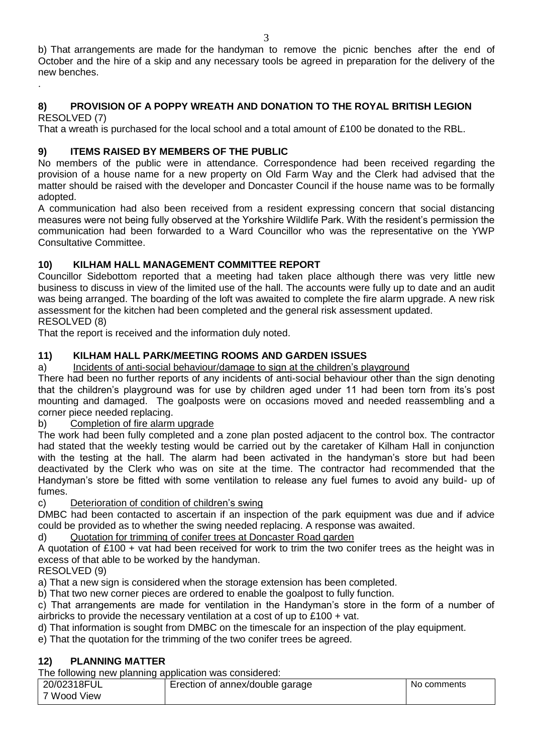b) That arrangements are made for the handyman to remove the picnic benches after the end of October and the hire of a skip and any necessary tools be agreed in preparation for the delivery of the new benches.

.

## 8) PROVISION OF A POPPY WREATH AND DONATION TO THE ROYAL BRITISH LEGION

RESOLVED (7)

That a wreath is purchased for the local school and a total amount of £100 be donated to the RBL.

## 9) ITEMS RAISED BY MEMBERS OF THE PUBLIC

No members of the public were in attendance. Correspondence had been received regarding the provision of a house name for a new property on Old Farm Way and the Clerk had advised that the matter should be raised with the developer and Doncaster Council if the house name was to be formally adopted.

A communication had also been received from a resident expressing concern that social distancing measures were not being fully observed at the Yorkshire Wildlife Park. With the resident's permission the communication had been forwarded to a Ward Councillor who was the representative on the YWP Consultative Committee.

## 10) KILHAM HALL MANAGEMENT COMMITTEE REPORT

Councillor Sidebottom reported that a meeting had taken place although there was very little new business to discuss in view of the limited use of the hall. The accounts were fully up to date and an audit was being arranged. The boarding of the loft was awaited to complete the fire alarm upgrade. A new risk assessment for the kitchen had been completed and the general risk assessment updated.

RESOLVED (8)

That the report is received and the information duly noted.

## 11) KILHAM HALL PARK/MEETING ROOMS AND GARDEN ISSUES

a) <u>Incidents of anti-social behaviour/damage to sign at the children's playground</u>

There had been no further reports of any incidents of anti-social behaviour other than the sign denoting that the children's playground was for use by children aged under 11 had been torn from its's post mounting and damaged. The goalposts were on occasions moved and needed reassembling and a corner piece needed replacing.

b) <u>Completion of fire alarm upgrade</u>

The work had been fully completed and a zone plan posted adjacent to the control box. The contractor had stated that the weekly testing would be carried out by the caretaker of Kilham Hall in conjunction with the testing at the hall. The alarm had been activated in the handyman's store but had been deactivated by the Clerk who was on site at the time. The contractor had recommended that the Handyman's store be fitted with some ventilation to release any fuel fumes to avoid any build- up of fumes.

c) <u>Deterioration of condition of children's swing</u>

DMBC had been contacted to ascertain if an inspection of the park equipment was due and if advice could be provided as to whether the swing needed replacing. A response was awaited.

d) <u>Quotation for trimming of conifer trees at Doncaster Road garden</u>

A quotation of £100 + vat had been received for work to trim the two conifer trees as the height was in excess of that able to be worked by the handyman.

RESOLVED (9)

a) That a new sign is considered when the storage extension has been completed.

b) That two new corner pieces are ordered to enable the goalpost to fully function.

c) That arrangements are made for ventilation in the Handyman's store in the form of a number of airbricks to provide the necessary ventilation at a cost of up to £100 + vat.

d) That information is sought from DMBC on the timescale for an inspection of the play equipment.

e) That the quotation for the trimming of the two conifer trees be agreed.

## 12) PLANNING MATTER

The following new planning application was considered:

| | | |
|---|---|---|
| 20/02318FUL<br>7 Wood View | Erection of annex/double garage | No comments |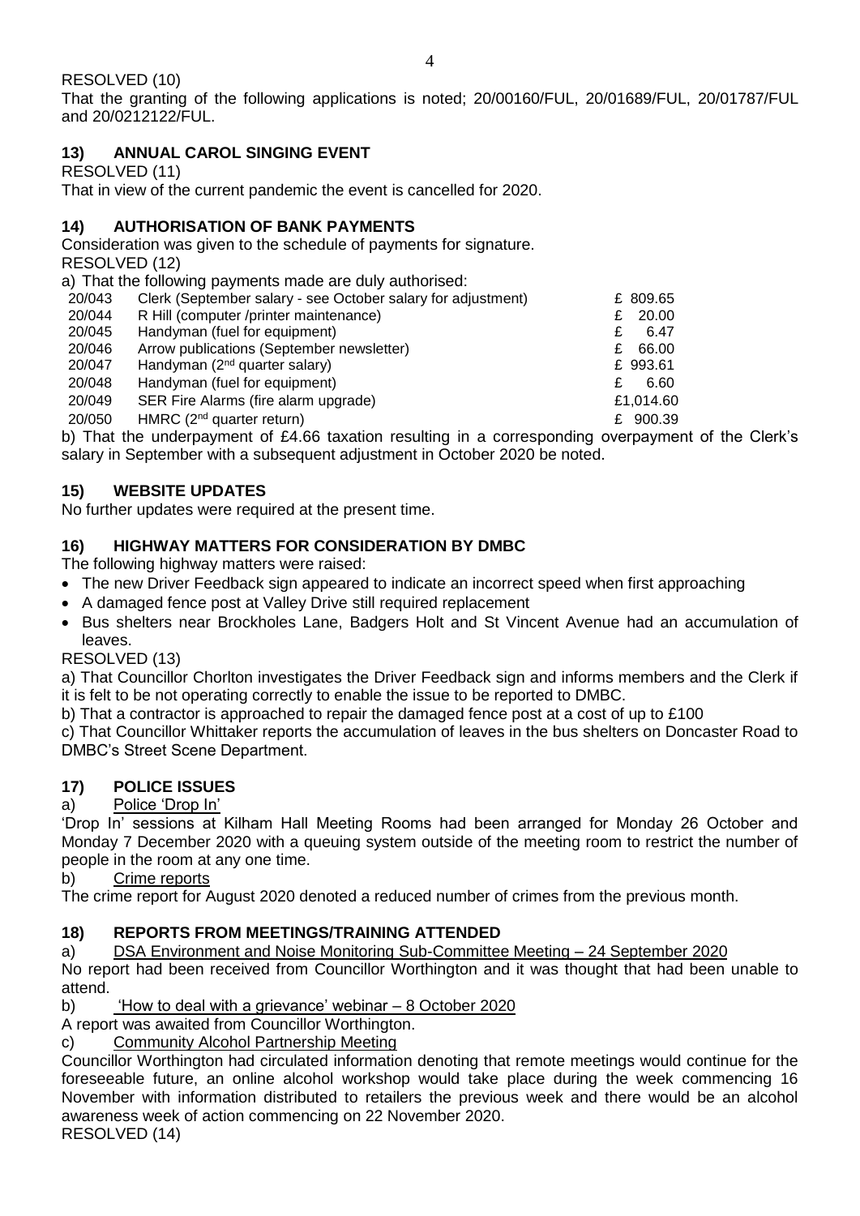RESOLVED (10)

That the granting of the following applications is noted; 20/00160/FUL, 20/01689/FUL, 20/01787/FUL and 20/0212122/FUL.

## 13) ANNUAL CAROL SINGING EVENT

RESOLVED (11)

That in view of the current pandemic the event is cancelled for 2020.

## 14) AUTHORISATION OF BANK PAYMENTS

Consideration was given to the schedule of payments for signature.

RESOLVED (12)

a) That the following payments made are duly authorised:

| | | |
|---|---|---|
| 20/043 | Clerk (September salary - see October salary for adjustment) | £ 809.65 |
| 20/044 | R Hill (computer /printer maintenance) | £ 20.00 |
| 20/045 | Handyman (fuel for equipment) | £ 6.47 |
| 20/046 | Arrow publications (September newsletter) | £ 66.00 |
| 20/047 | Handyman (2nd quarter salary) | £ 993.61 |
| 20/048 | Handyman (fuel for equipment) | £ 6.60 |
| 20/049 | SER Fire Alarms (fire alarm upgrade) | £1,014.60 |
| 20/050 | HMRC (2nd quarter return) | £ 900.39 |

b) That the underpayment of £4.66 taxation resulting in a corresponding overpayment of the Clerk's salary in September with a subsequent adjustment in October 2020 be noted.

## 15) WEBSITE UPDATES

No further updates were required at the present time.

## 16) HIGHWAY MATTERS FOR CONSIDERATION BY DMBC

The following highway matters were raised:

- The new Driver Feedback sign appeared to indicate an incorrect speed when first approaching
- A damaged fence post at Valley Drive still required replacement
- Bus shelters near Brockholes Lane, Badgers Holt and St Vincent Avenue had an accumulation of leaves.

RESOLVED (13)

a) That Councillor Chorlton investigates the Driver Feedback sign and informs members and the Clerk if it is felt to be not operating correctly to enable the issue to be reported to DMBC.

b) That a contractor is approached to repair the damaged fence post at a cost of up to £100

c) That Councillor Whittaker reports the accumulation of leaves in the bus shelters on Doncaster Road to DMBC's Street Scene Department.

## 17) POLICE ISSUES

a) Police 'Drop In'

'Drop In' sessions at Kilham Hall Meeting Rooms had been arranged for Monday 26 October and Monday 7 December 2020 with a queuing system outside of the meeting room to restrict the number of people in the room at any one time.

b) Crime reports

The crime report for August 2020 denoted a reduced number of crimes from the previous month.

## 18) REPORTS FROM MEETINGS/TRAINING ATTENDED

a) DSA Environment and Noise Monitoring Sub-Committee Meeting – 24 September 2020

No report had been received from Councillor Worthington and it was thought that had been unable to attend.

b) 'How to deal with a grievance' webinar – 8 October 2020

A report was awaited from Councillor Worthington.

c) Community Alcohol Partnership Meeting

Councillor Worthington had circulated information denoting that remote meetings would continue for the foreseeable future, an online alcohol workshop would take place during the week commencing 16 November with information distributed to retailers the previous week and there would be an alcohol awareness week of action commencing on 22 November 2020.

RESOLVED (14)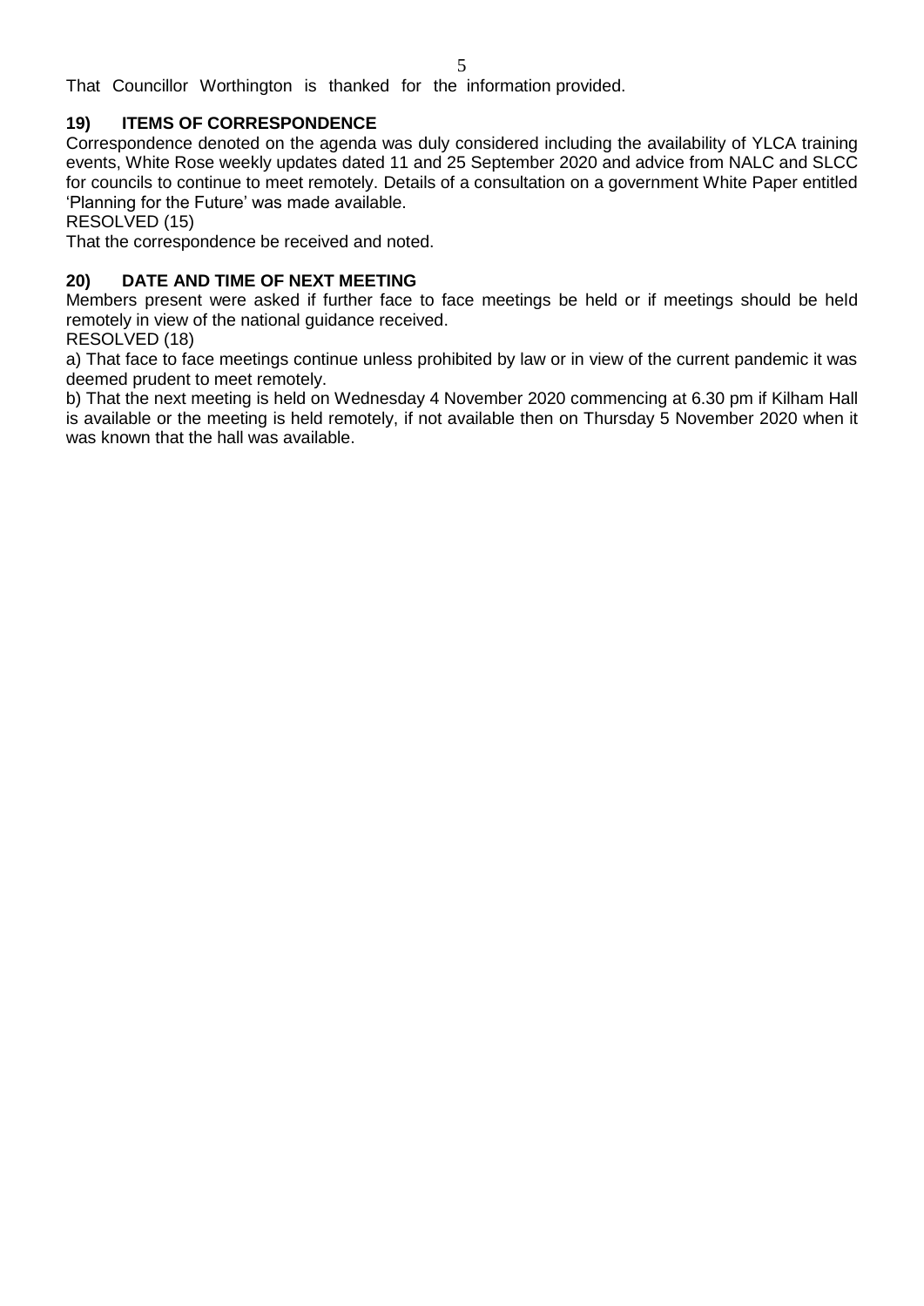That Councillor Worthington is thanked for the information provided.

**19) ITEMS OF CORRESPONDENCE**

Correspondence denoted on the agenda was duly considered including the availability of YLCA training events, White Rose weekly updates dated 11 and 25 September 2020 and advice from NALC and SLCC for councils to continue to meet remotely. Details of a consultation on a government White Paper entitled 'Planning for the Future' was made available.

RESOLVED (15)

That the correspondence be received and noted.

**20) DATE AND TIME OF NEXT MEETING**

Members present were asked if further face to face meetings be held or if meetings should be held remotely in view of the national guidance received.

RESOLVED (18)

a) That face to face meetings continue unless prohibited by law or in view of the current pandemic it was deemed prudent to meet remotely.

b) That the next meeting is held on Wednesday 4 November 2020 commencing at 6.30 pm if Kilham Hall is available or the meeting is held remotely, if not available then on Thursday 5 November 2020 when it was known that the hall was available.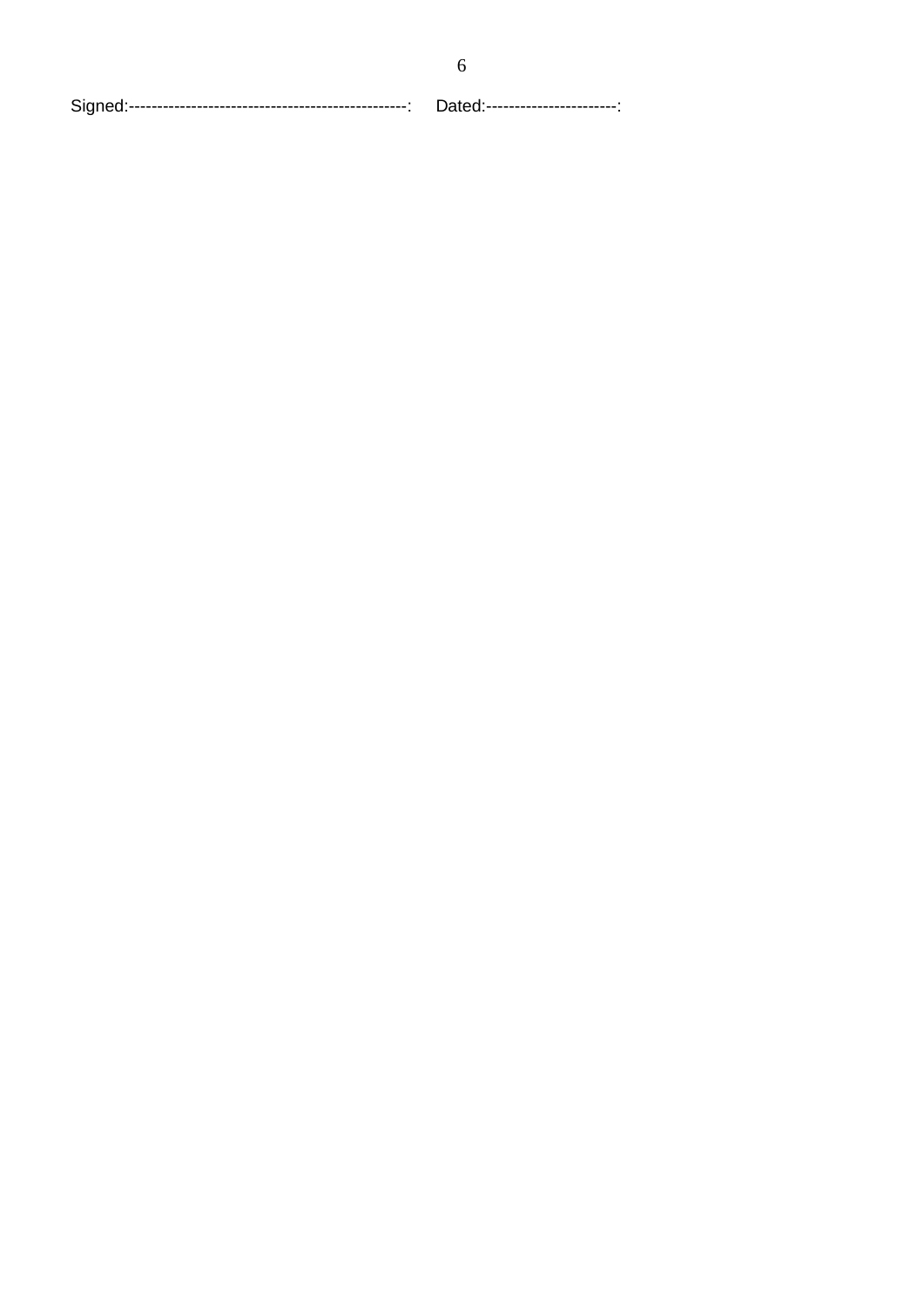Signed:-------------------------------------------------: Dated:----------------------: